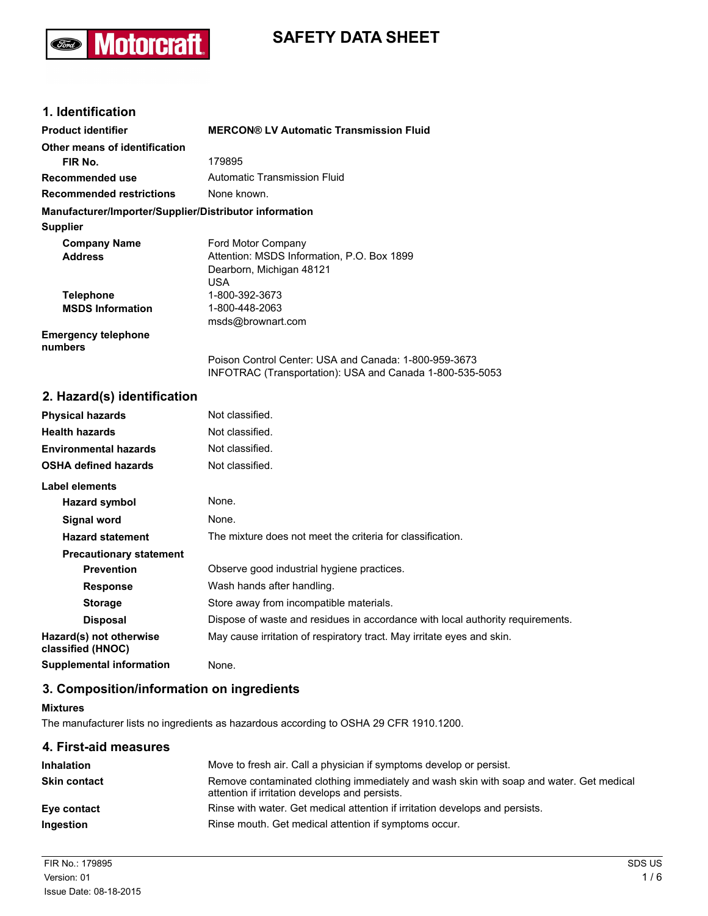# SAFETY DATA SHEET

## 1. Identification

| | |
|---|---|
| **Product identifier** | **MERCON® LV Automatic Transmission Fluid** |
| **Other means of identification** | |
| **FIR No.** | 179895 |
| **Recommended use** | Automatic Transmission Fluid |
| **Recommended restrictions** | None known. |

**Manufacturer/Importer/Supplier/Distributor information**

**Supplier**

| | |
|---|---|
| **Company Name** | Ford Motor Company |
| **Address** | Attention: MSDS Information, P.O. Box 1899<br>Dearborn, Michigan 48121<br>USA |
| **Telephone** | 1-800-392-3673 |
| **MSDS Information** | 1-800-448-2063<br>msds@brownart.com |
| **Emergency telephone numbers** | Poison Control Center: USA and Canada: 1-800-959-3673<br>INFOTRAC (Transportation): USA and Canada 1-800-535-5053 |

## 2. Hazard(s) identification

| | |
|---|---|
| **Physical hazards** | Not classified. |
| **Health hazards** | Not classified. |
| **Environmental hazards** | Not classified. |
| **OSHA defined hazards** | Not classified. |

**Label elements**

| | |
|---|---|
| **Hazard symbol** | None. |
| **Signal word** | None. |
| **Hazard statement** | The mixture does not meet the criteria for classification. |
| **Precautionary statement** | |
| **Prevention** | Observe good industrial hygiene practices. |
| **Response** | Wash hands after handling. |
| **Storage** | Store away from incompatible materials. |
| **Disposal** | Dispose of waste and residues in accordance with local authority requirements. |
| **Hazard(s) not otherwise classified (HNOC)** | May cause irritation of respiratory tract. May irritate eyes and skin. |
| **Supplemental information** | None. |

## 3. Composition/information on ingredients

**Mixtures**

The manufacturer lists no ingredients as hazardous according to OSHA 29 CFR 1910.1200.

## 4. First-aid measures

| | |
|---|---|
| **Inhalation** | Move to fresh air. Call a physician if symptoms develop or persist. |
| **Skin contact** | Remove contaminated clothing immediately and wash skin with soap and water. Get medical attention if irritation develops and persists. |
| **Eye contact** | Rinse with water. Get medical attention if irritation develops and persists. |
| **Ingestion** | Rinse mouth. Get medical attention if symptoms occur. |

FIR No.: 179895
Version: 01
Issue Date: 08-18-2015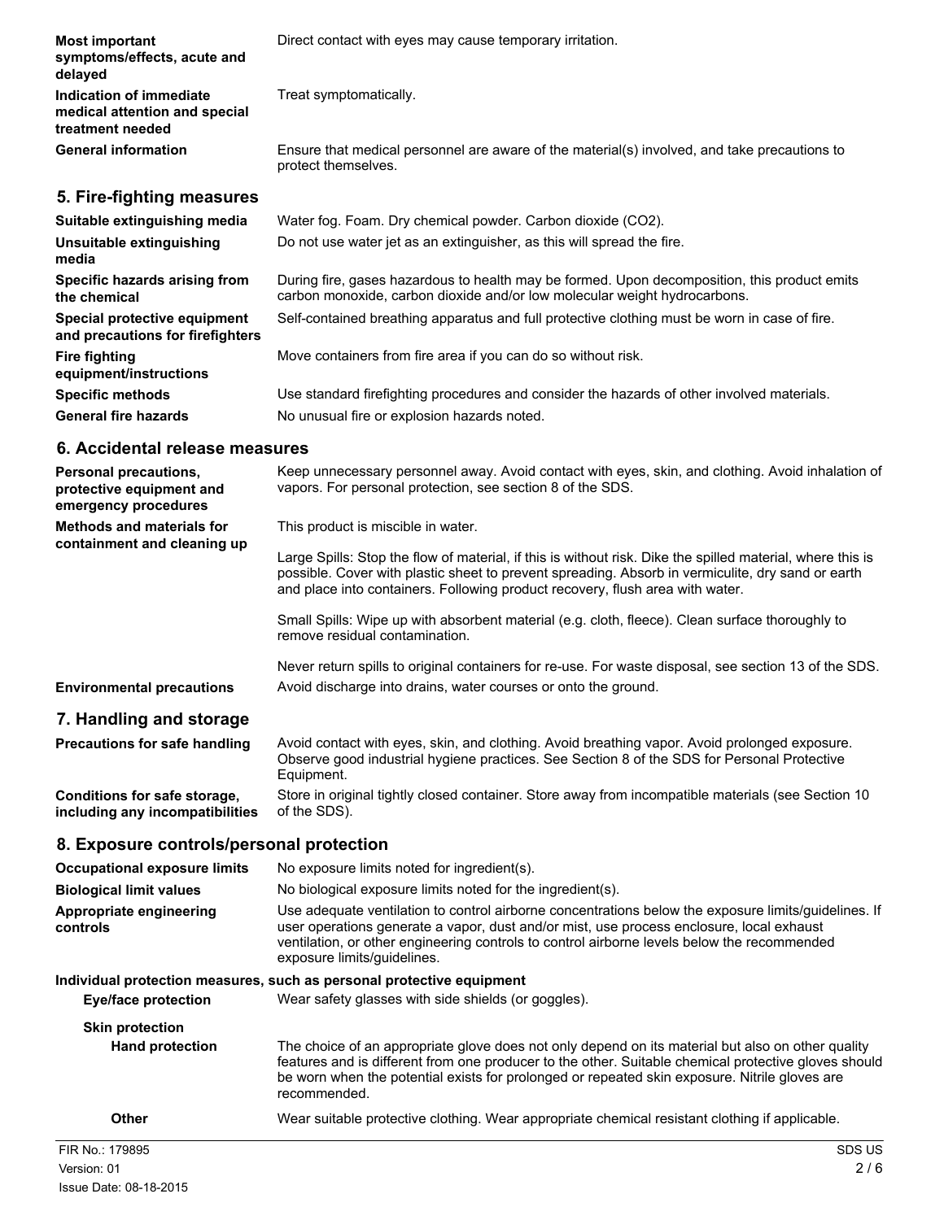| | |
|---|---|
| **Most important symptoms/effects, acute and delayed** | Direct contact with eyes may cause temporary irritation. |
| **Indication of immediate medical attention and special treatment needed** | Treat symptomatically. |
| **General information** | Ensure that medical personnel are aware of the material(s) involved, and take precautions to protect themselves. |

## 5. Fire-fighting measures

| | |
|---|---|
| **Suitable extinguishing media** | Water fog. Foam. Dry chemical powder. Carbon dioxide ($CO_2$). |
| **Unsuitable extinguishing media** | Do not use water jet as an extinguisher, as this will spread the fire. |
| **Specific hazards arising from the chemical** | During fire, gases hazardous to health may be formed. Upon decomposition, this product emits carbon monoxide, carbon dioxide and/or low molecular weight hydrocarbons. |
| **Special protective equipment and precautions for firefighters** | Self-contained breathing apparatus and full protective clothing must be worn in case of fire. |
| **Fire fighting equipment/instructions** | Move containers from fire area if you can do so without risk. |
| **Specific methods** | Use standard firefighting procedures and consider the hazards of other involved materials. |
| **General fire hazards** | No unusual fire or explosion hazards noted. |

## 6. Accidental release measures

**Personal precautions, protective equipment and emergency procedures**

Keep unnecessary personnel away. Avoid contact with eyes, skin, and clothing. Avoid inhalation of vapors. For personal protection, see section 8 of the SDS.

**Methods and materials for containment and cleaning up**

This product is miscible in water.

Large Spills: Stop the flow of material, if this is without risk. Dike the spilled material, where this is possible. Cover with plastic sheet to prevent spreading. Absorb in vermiculite, dry sand or earth and place into containers. Following product recovery, flush area with water.

Small Spills: Wipe up with absorbent material (e.g. cloth, fleece). Clean surface thoroughly to remove residual contamination.

Never return spills to original containers for re-use. For waste disposal, see section 13 of the SDS.

**Environmental precautions**

Avoid discharge into drains, water courses or onto the ground.

## 7. Handling and storage

| | |
|---|---|
| **Precautions for safe handling** | Avoid contact with eyes, skin, and clothing. Avoid breathing vapor. Avoid prolonged exposure. Observe good industrial hygiene practices. See Section 8 of the SDS for Personal Protective Equipment. |
| **Conditions for safe storage, including any incompatibilities** | Store in original tightly closed container. Store away from incompatible materials (see Section 10 of the SDS). |

## 8. Exposure controls/personal protection

| | |
|---|---|
| **Occupational exposure limits** | No exposure limits noted for ingredient(s). |
| **Biological limit values** | No biological exposure limits noted for the ingredient(s). |
| **Appropriate engineering controls** | Use adequate ventilation to control airborne concentrations below the exposure limits/guidelines. If user operations generate a vapor, dust and/or mist, use process enclosure, local exhaust ventilation, or other engineering controls to control airborne levels below the recommended exposure limits/guidelines. |

**Individual protection measures, such as personal protective equipment**

**Eye/face protection**

Wear safety glasses with side shields (or goggles).

**Skin protection**

**Hand protection**

The choice of an appropriate glove does not only depend on its material but also on other quality features and is different from one producer to the other. Suitable chemical protective gloves should be worn when the potential exists for prolonged or repeated skin exposure. Nitrile gloves are recommended.

**Other**

Wear suitable protective clothing. Wear appropriate chemical resistant clothing if applicable.

FIR No.: 179895
Version: 01
Issue Date: 08-18-2015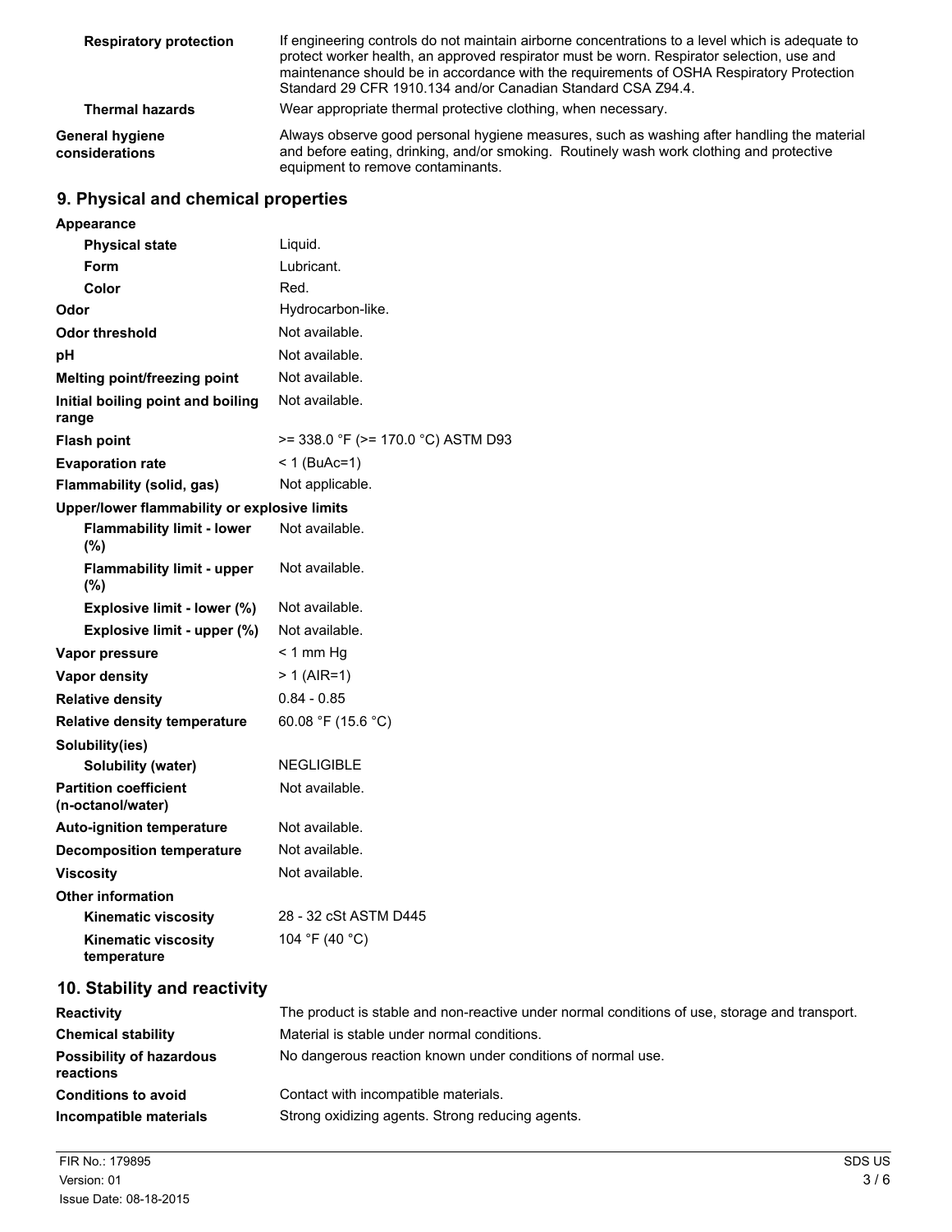| | |
|---|---|
| **Respiratory protection** | If engineering controls do not maintain airborne concentrations to a level which is adequate to protect worker health, an approved respirator must be worn. Respirator selection, use and maintenance should be in accordance with the requirements of OSHA Respiratory Protection Standard 29 CFR 1910.134 and/or Canadian Standard CSA Z94.4. |
| **Thermal hazards** | Wear appropriate thermal protective clothing, when necessary. |
| **General hygiene considerations** | Always observe good personal hygiene measures, such as washing after handling the material and before eating, drinking, and/or smoking. Routinely wash work clothing and protective equipment to remove contaminants. |

## 9. Physical and chemical properties

| | |
|---|---|
| **Appearance** | |
| **Physical state** | Liquid. |
| **Form** | Lubricant. |
| **Color** | Red. |
| **Odor** | Hydrocarbon-like. |
| **Odor threshold** | Not available. |
| **pH** | Not available. |
| **Melting point/freezing point** | Not available. |
| **Initial boiling point and boiling range** | Not available. |
| **Flash point** | >= 338.0 °F (>= 170.0 °C) ASTM D93 |
| **Evaporation rate** | < 1 (BuAc=1) |
| **Flammability (solid, gas)** | Not applicable. |
| **Upper/lower flammability or explosive limits** | |
| **Flammability limit - lower (%)** | Not available. |
| **Flammability limit - upper (%)** | Not available. |
| **Explosive limit - lower (%)** | Not available. |
| **Explosive limit - upper (%)** | Not available. |
| **Vapor pressure** | < 1 mm Hg |
| **Vapor density** | > 1 (AIR=1) |
| **Relative density** | 0.84 - 0.85 |
| **Relative density temperature** | 60.08 °F (15.6 °C) |
| **Solubility(ies)** | |
| **Solubility (water)** | NEGLIGIBLE |
| **Partition coefficient (n-octanol/water)** | Not available. |
| **Auto-ignition temperature** | Not available. |
| **Decomposition temperature** | Not available. |
| **Viscosity** | Not available. |
| **Other information** | |
| **Kinematic viscosity** | 28 - 32 cSt ASTM D445 |
| **Kinematic viscosity temperature** | 104 °F (40 °C) |

## 10. Stability and reactivity

| | |
|---|---|
| **Reactivity** | The product is stable and non-reactive under normal conditions of use, storage and transport. |
| **Chemical stability** | Material is stable under normal conditions. |
| **Possibility of hazardous reactions** | No dangerous reaction known under conditions of normal use. |
| **Conditions to avoid** | Contact with incompatible materials. |
| **Incompatible materials** | Strong oxidizing agents. Strong reducing agents. |

FIR No.: 179895
Version: 01
Issue Date: 08-18-2015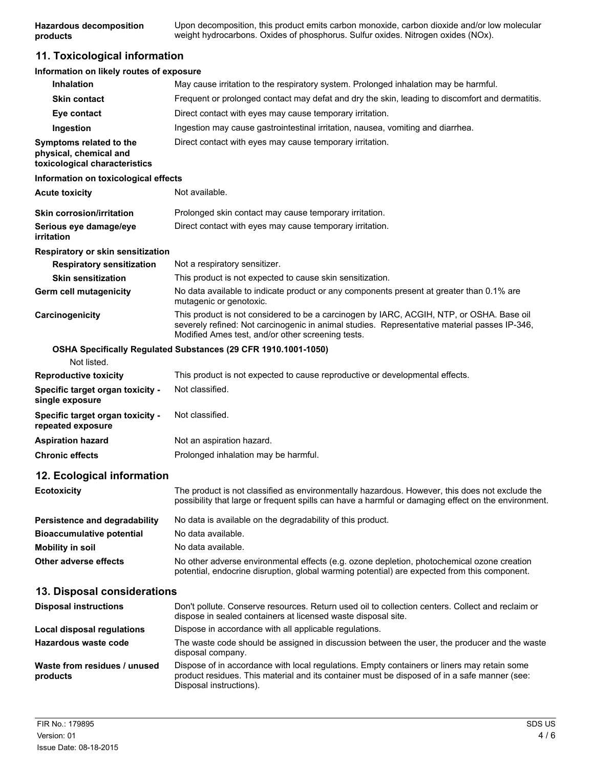| | |
|---|---|
| **Hazardous decomposition products** | Upon decomposition, this product emits carbon monoxide, carbon dioxide and/or low molecular weight hydrocarbons. Oxides of phosphorus. Sulfur oxides. Nitrogen oxides (NOx). |

## 11. Toxicological information

**Information on likely routes of exposure**

| | |
|---|---|
| **Inhalation** | May cause irritation to the respiratory system. Prolonged inhalation may be harmful. |
| **Skin contact** | Frequent or prolonged contact may defat and dry the skin, leading to discomfort and dermatitis. |
| **Eye contact** | Direct contact with eyes may cause temporary irritation. |
| **Ingestion** | Ingestion may cause gastrointestinal irritation, nausea, vomiting and diarrhea. |
| **Symptoms related to the physical, chemical and toxicological characteristics** | Direct contact with eyes may cause temporary irritation. |

**Information on toxicological effects**

| | |
|---|---|
| **Acute toxicity** | Not available. |
| **Skin corrosion/irritation** | Prolonged skin contact may cause temporary irritation. |
| **Serious eye damage/eye irritation** | Direct contact with eyes may cause temporary irritation. |

**Respiratory or skin sensitization**

| | |
|---|---|
| **Respiratory sensitization** | Not a respiratory sensitizer. |
| **Skin sensitization** | This product is not expected to cause skin sensitization. |
| **Germ cell mutagenicity** | No data available to indicate product or any components present at greater than 0.1% are mutagenic or genotoxic. |
| **Carcinogenicity** | This product is not considered to be a carcinogen by IARC, ACGIH, NTP, or OSHA. Base oil severely refined: Not carcinogenic in animal studies. Representative material passes IP-346, Modified Ames test, and/or other screening tests. |

**OSHA Specifically Regulated Substances (29 CFR 1910.1001-1050)**

Not listed.

| | |
|---|---|
| **Reproductive toxicity** | This product is not expected to cause reproductive or developmental effects. |
| **Specific target organ toxicity - single exposure** | Not classified. |
| **Specific target organ toxicity - repeated exposure** | Not classified. |
| **Aspiration hazard** | Not an aspiration hazard. |
| **Chronic effects** | Prolonged inhalation may be harmful. |

## 12. Ecological information

| | |
|---|---|
| **Ecotoxicity** | The product is not classified as environmentally hazardous. However, this does not exclude the possibility that large or frequent spills can have a harmful or damaging effect on the environment. |
| **Persistence and degradability** | No data is available on the degradability of this product. |
| **Bioaccumulative potential** | No data available. |
| **Mobility in soil** | No data available. |
| **Other adverse effects** | No other adverse environmental effects (e.g. ozone depletion, photochemical ozone creation potential, endocrine disruption, global warming potential) are expected from this component. |

## 13. Disposal considerations

| | |
|---|---|
| **Disposal instructions** | Don't pollute. Conserve resources. Return used oil to collection centers. Collect and reclaim or dispose in sealed containers at licensed waste disposal site. |
| **Local disposal regulations** | Dispose in accordance with all applicable regulations. |
| **Hazardous waste code** | The waste code should be assigned in discussion between the user, the producer and the waste disposal company. |
| **Waste from residues / unused products** | Dispose of in accordance with local regulations. Empty containers or liners may retain some product residues. This material and its container must be disposed of in a safe manner (see: Disposal instructions). |

FIR No.: 179895
Version: 01
Issue Date: 08-18-2015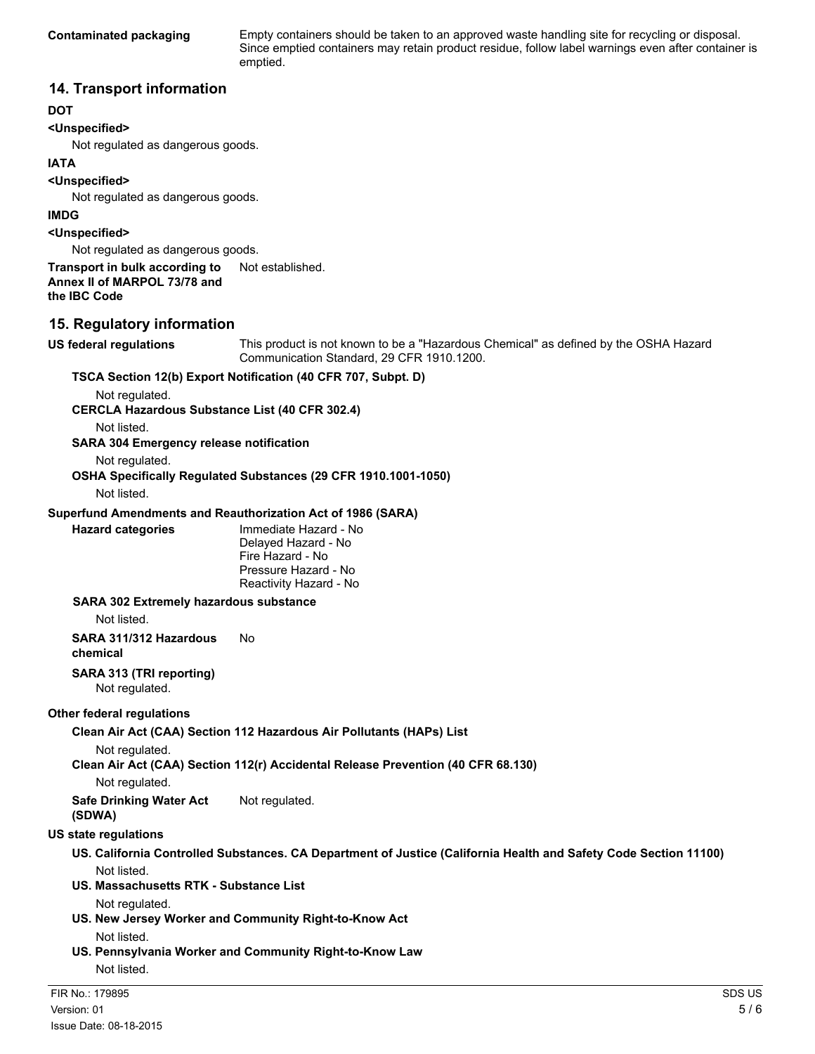**Contaminated packaging** Empty containers should be taken to an approved waste handling site for recycling or disposal. Since emptied containers may retain product residue, follow label warnings even after container is emptied.

## 14. Transport information

**DOT**

**<Unspecified>**

Not regulated as dangerous goods.

**IATA**

**<Unspecified>**

Not regulated as dangerous goods.

**IMDG**

**<Unspecified>**

Not regulated as dangerous goods.

**Transport in bulk according to Annex II of MARPOL 73/78 and the IBC Code** Not established.

## 15. Regulatory information

**US federal regulations** This product is not known to be a "Hazardous Chemical" as defined by the OSHA Hazard Communication Standard, 29 CFR 1910.1200.

**TSCA Section 12(b) Export Notification (40 CFR 707, Subpt. D)**

Not regulated.

**CERCLA Hazardous Substance List (40 CFR 302.4)**

Not listed.

**SARA 304 Emergency release notification**

Not regulated.

**OSHA Specifically Regulated Substances (29 CFR 1910.1001-1050)**

Not listed.

**Superfund Amendments and Reauthorization Act of 1986 (SARA)**

**Hazard categories**

Immediate Hazard - No
Delayed Hazard - No
Fire Hazard - No
Pressure Hazard - No
Reactivity Hazard - No

**SARA 302 Extremely hazardous substance**

Not listed.

**SARA 311/312 Hazardous chemical** No

**SARA 313 (TRI reporting)**

Not regulated.

**Other federal regulations**

**Clean Air Act (CAA) Section 112 Hazardous Air Pollutants (HAPs) List**

Not regulated.

**Clean Air Act (CAA) Section 112(r) Accidental Release Prevention (40 CFR 68.130)**

Not regulated.

**Safe Drinking Water Act (SDWA)** Not regulated.

**US state regulations**

**US. California Controlled Substances. CA Department of Justice (California Health and Safety Code Section 11100)**

Not listed.

**US. Massachusetts RTK - Substance List**

Not regulated.

**US. New Jersey Worker and Community Right-to-Know Act**

Not listed.

**US. Pennsylvania Worker and Community Right-to-Know Law**

Not listed.

FIR No.: 179895
Version: 01
Issue Date: 08-18-2015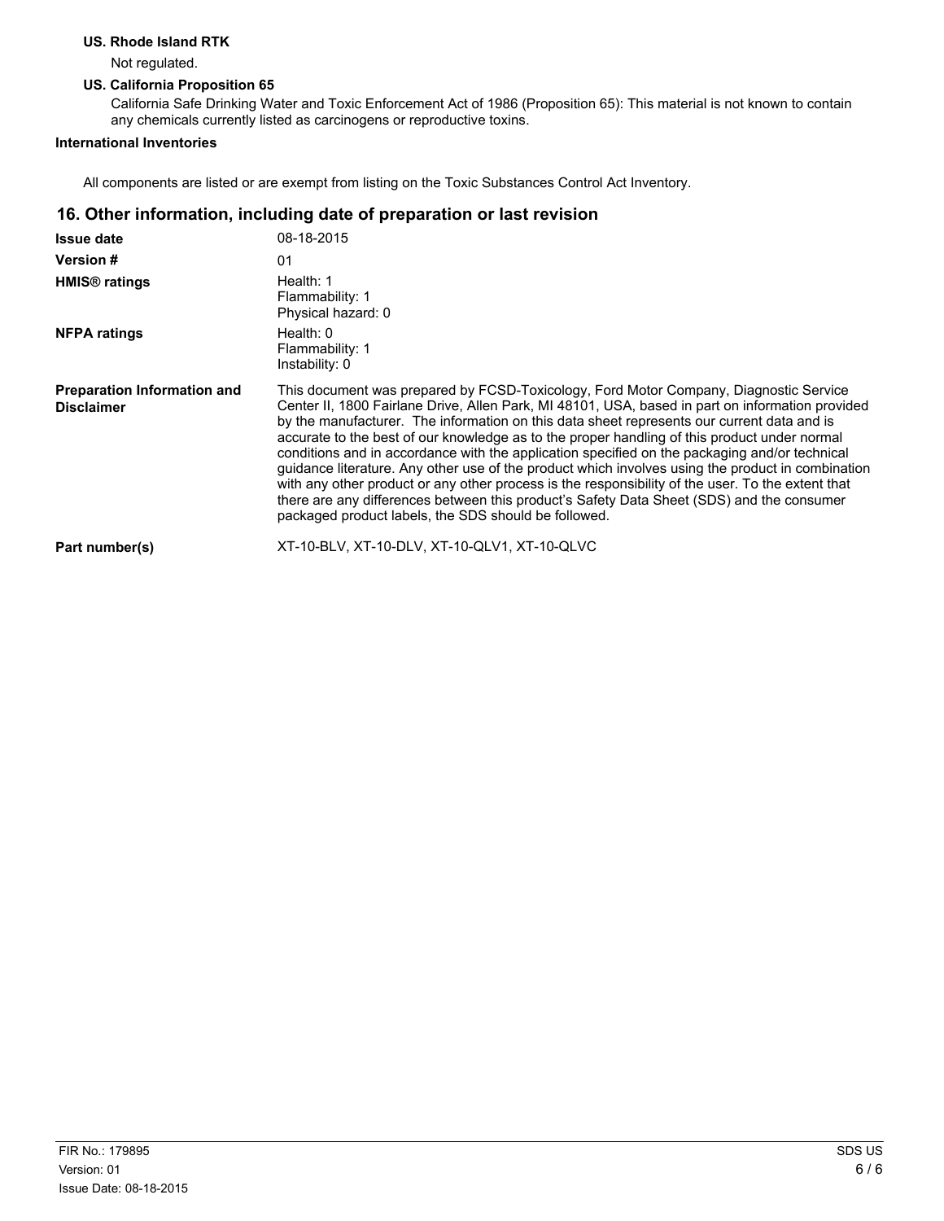**US. Rhode Island RTK**

Not regulated.

**US. California Proposition 65**

California Safe Drinking Water and Toxic Enforcement Act of 1986 (Proposition 65): This material is not known to contain any chemicals currently listed as carcinogens or reproductive toxins.

**International Inventories**

All components are listed or are exempt from listing on the Toxic Substances Control Act Inventory.

## 16. Other information, including date of preparation or last revision

| | |
|---|---|
| **Issue date** | 08-18-2015 |
| **Version #** | 01 |
| **HMIS® ratings** | Health: 1<br>Flammability: 1<br>Physical hazard: 0 |
| **NFPA ratings** | Health: 0<br>Flammability: 1<br>Instability: 0 |
| **Preparation Information and Disclaimer** | This document was prepared by FCSD-Toxicology, Ford Motor Company, Diagnostic Service Center II, 1800 Fairlane Drive, Allen Park, MI 48101, USA, based in part on information provided by the manufacturer. The information on this data sheet represents our current data and is accurate to the best of our knowledge as to the proper handling of this product under normal conditions and in accordance with the application specified on the packaging and/or technical guidance literature. Any other use of the product which involves using the product in combination with any other product or any other process is the responsibility of the user. To the extent that there are any differences between this product's Safety Data Sheet (SDS) and the consumer packaged product labels, the SDS should be followed. |
| **Part number(s)** | XT-10-BLV, XT-10-DLV, XT-10-QLV1, XT-10-QLVC |

FIR No.: 179895
Version: 01
Issue Date: 08-18-2015
SDS US